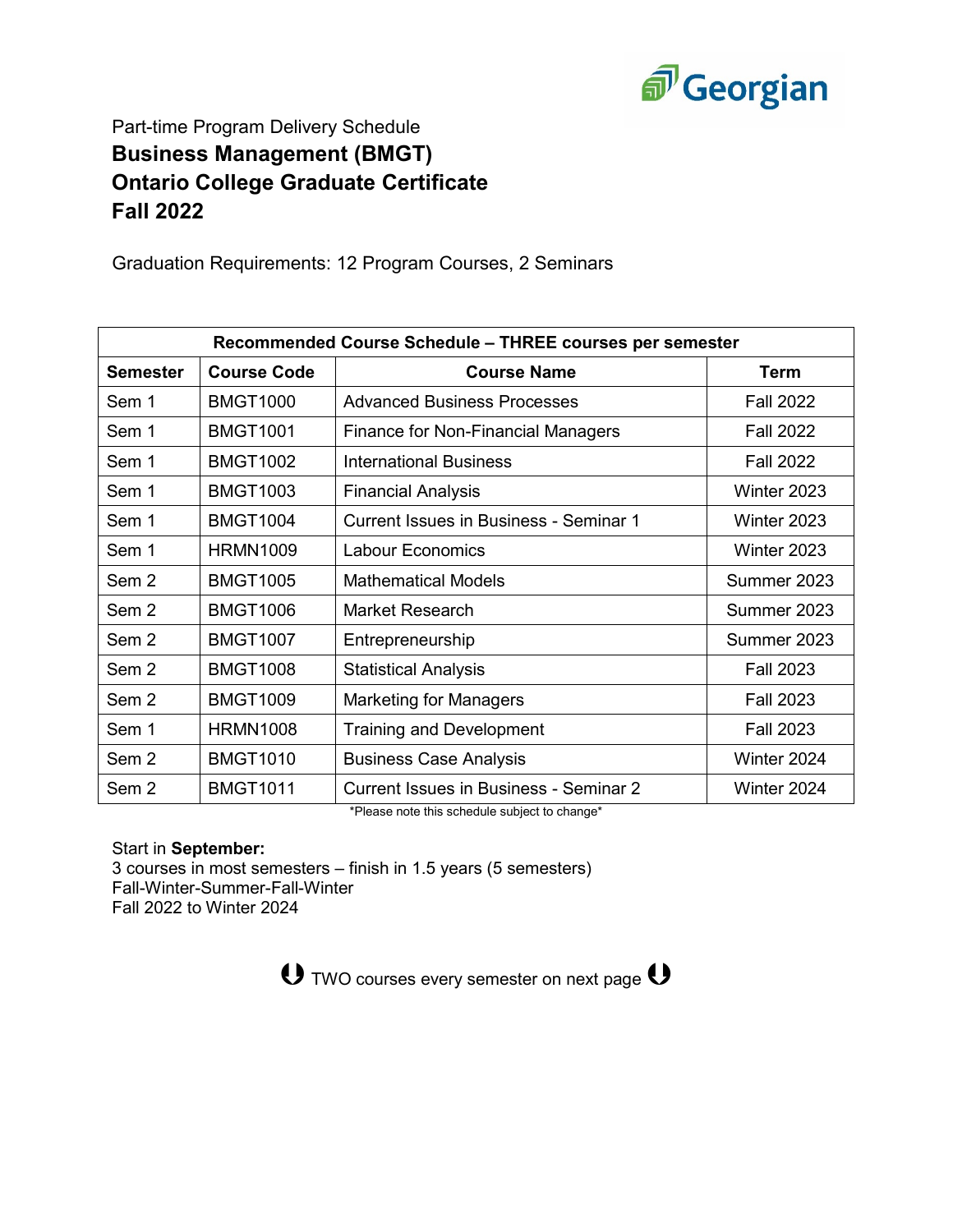Part-time Program Delivery Schedule

# Business Management (BMGT)
# Ontario College Graduate Certificate
# Fall 2022

Graduation Requirements: 12 Program Courses, 2 Seminars

| Recommended Course Schedule – THREE courses per semester | | | |
|---|---|---|---|
| **Semester** | **Course Code** | **Course Name** | **Term** |
| Sem 1 | BMGT1000 | Advanced Business Processes | Fall 2022 |
| Sem 1 | BMGT1001 | Finance for Non-Financial Managers | Fall 2022 |
| Sem 1 | BMGT1002 | International Business | Fall 2022 |
| Sem 1 | BMGT1003 | Financial Analysis | Winter 2023 |
| Sem 1 | BMGT1004 | Current Issues in Business - Seminar 1 | Winter 2023 |
| Sem 1 | HRMN1009 | Labour Economics | Winter 2023 |
| Sem 2 | BMGT1005 | Mathematical Models | Summer 2023 |
| Sem 2 | BMGT1006 | Market Research | Summer 2023 |
| Sem 2 | BMGT1007 | Entrepreneurship | Summer 2023 |
| Sem 2 | BMGT1008 | Statistical Analysis | Fall 2023 |
| Sem 2 | BMGT1009 | Marketing for Managers | Fall 2023 |
| Sem 1 | HRMN1008 | Training and Development | Fall 2023 |
| Sem 2 | BMGT1010 | Business Case Analysis | Winter 2024 |
| Sem 2 | BMGT1011 | Current Issues in Business - Seminar 2 | Winter 2024 |

*Please note this schedule subject to change*

Start in **September:**
3 courses in most semesters – finish in 1.5 years (5 semesters)
Fall-Winter-Summer-Fall-Winter
Fall 2022 to Winter 2024

TWO courses every semester on next page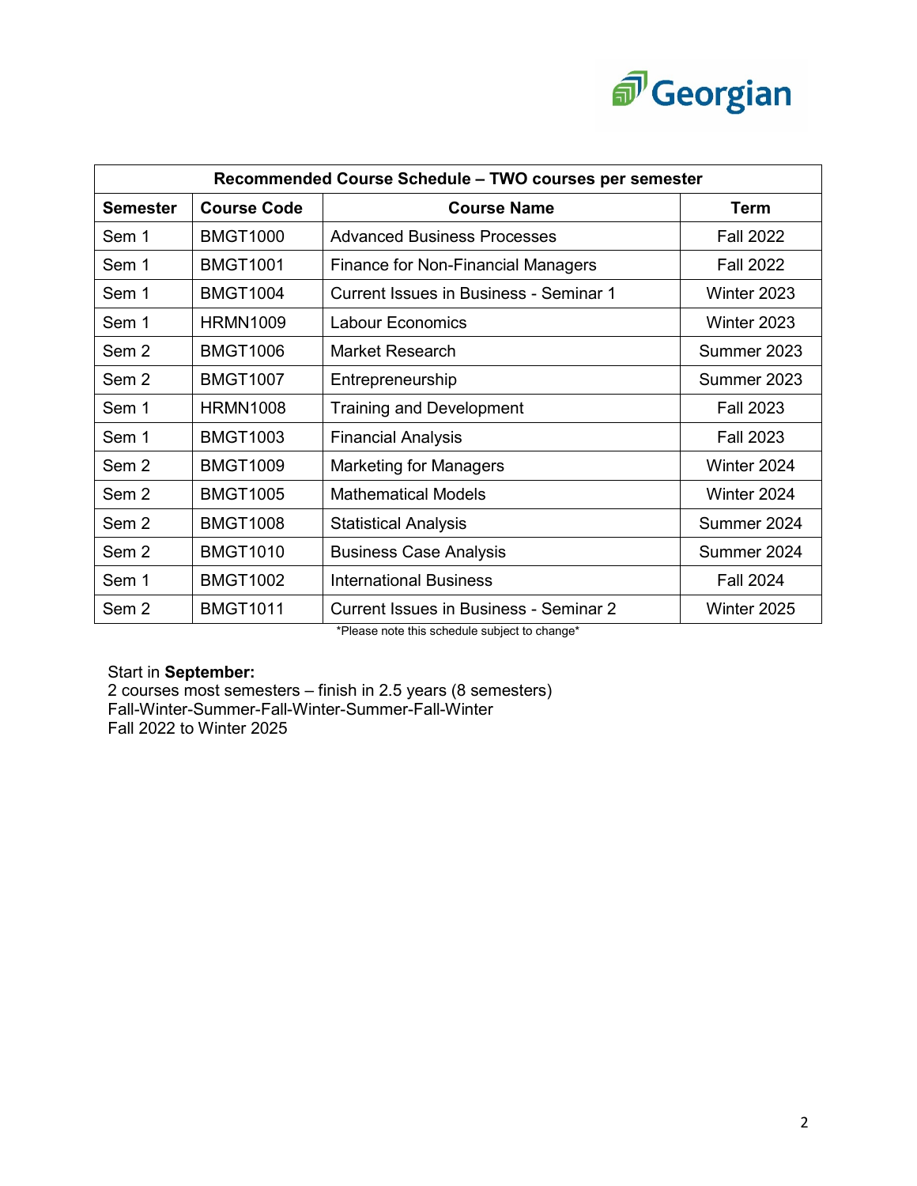| Recommended Course Schedule – TWO courses per semester | | | |
|---|---|---|---|
| **Semester** | **Course Code** | **Course Name** | **Term** |
| Sem 1 | BMGT1000 | Advanced Business Processes | Fall 2022 |
| Sem 1 | BMGT1001 | Finance for Non-Financial Managers | Fall 2022 |
| Sem 1 | BMGT1004 | Current Issues in Business - Seminar 1 | Winter 2023 |
| Sem 1 | HRMN1009 | Labour Economics | Winter 2023 |
| Sem 2 | BMGT1006 | Market Research | Summer 2023 |
| Sem 2 | BMGT1007 | Entrepreneurship | Summer 2023 |
| Sem 1 | HRMN1008 | Training and Development | Fall 2023 |
| Sem 1 | BMGT1003 | Financial Analysis | Fall 2023 |
| Sem 2 | BMGT1009 | Marketing for Managers | Winter 2024 |
| Sem 2 | BMGT1005 | Mathematical Models | Winter 2024 |
| Sem 2 | BMGT1008 | Statistical Analysis | Summer 2024 |
| Sem 2 | BMGT1010 | Business Case Analysis | Summer 2024 |
| Sem 1 | BMGT1002 | International Business | Fall 2024 |
| Sem 2 | BMGT1011 | Current Issues in Business - Seminar 2 | Winter 2025 |

*Please note this schedule subject to change*

Start in **September:**
2 courses most semesters – finish in 2.5 years (8 semesters)
Fall-Winter-Summer-Fall-Winter-Summer-Fall-Winter
Fall 2022 to Winter 2025